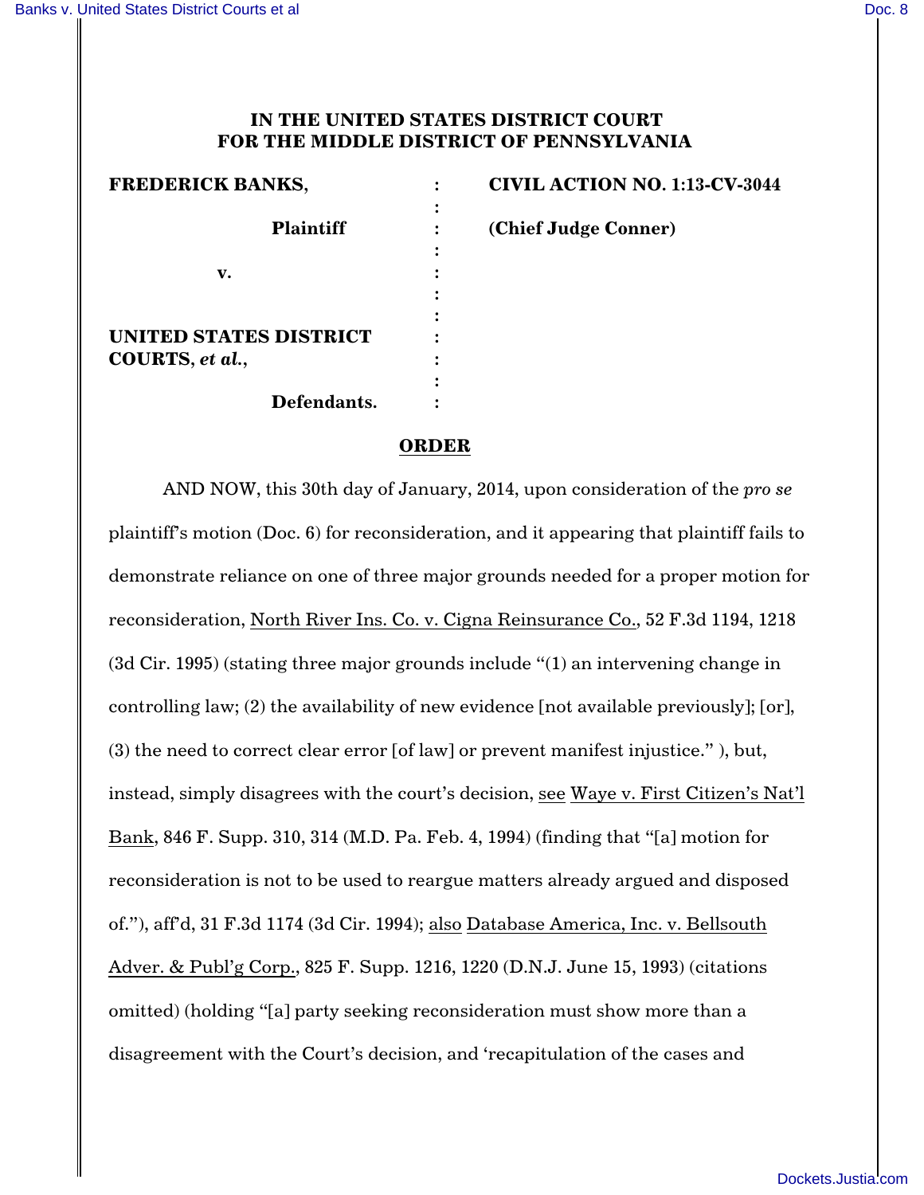**IN THE UNITED STATES DISTRICT COURT**
**FOR THE MIDDLE DISTRICT OF PENNSYLVANIA**

| | | |
|---|---|---|
| **FREDERICK BANKS,** | : | **CIVIL ACTION NO. 1:13-CV-3044** |
| **Plaintiff** | : | **(Chief Judge Conner)** |
| **v.** | : | |
| **UNITED STATES DISTRICT COURTS, *et al.*,** | : | |
| **Defendants.** | : | |

**ORDER**

AND NOW, this 30th day of January, 2014, upon consideration of the *pro se* plaintiff's motion (Doc. 6) for reconsideration, and it appearing that plaintiff fails to demonstrate reliance on one of three major grounds needed for a proper motion for reconsideration, North River Ins. Co. v. Cigna Reinsurance Co., 52 F.3d 1194, 1218 (3d Cir. 1995) (stating three major grounds include "(1) an intervening change in controlling law; (2) the availability of new evidence [not available previously]; [or], (3) the need to correct clear error [of law] or prevent manifest injustice." ), but, instead, simply disagrees with the court's decision, see Waye v. First Citizen's Nat'l Bank, 846 F. Supp. 310, 314 (M.D. Pa. Feb. 4, 1994) (finding that "[a] motion for reconsideration is not to be used to reargue matters already argued and disposed of."), aff'd, 31 F.3d 1174 (3d Cir. 1994); also Database America, Inc. v. Bellsouth Adver. & Publ'g Corp., 825 F. Supp. 1216, 1220 (D.N.J. June 15, 1993) (citations omitted) (holding "[a] party seeking reconsideration must show more than a disagreement with the Court's decision, and 'recapitulation of the cases and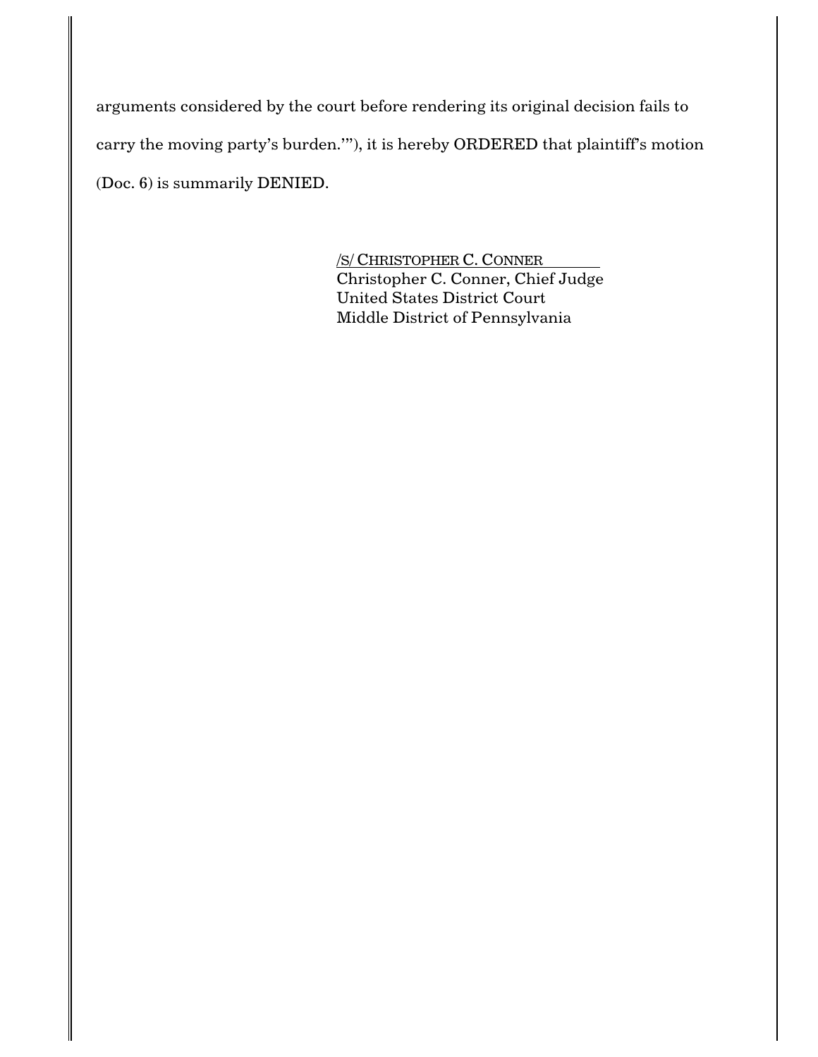arguments considered by the court before rendering its original decision fails to carry the moving party's burden.'"), it is hereby ORDERED that plaintiff's motion (Doc. 6) is summarily DENIED.

/S/ CHRISTOPHER C. CONNER
Christopher C. Conner, Chief Judge
United States District Court
Middle District of Pennsylvania